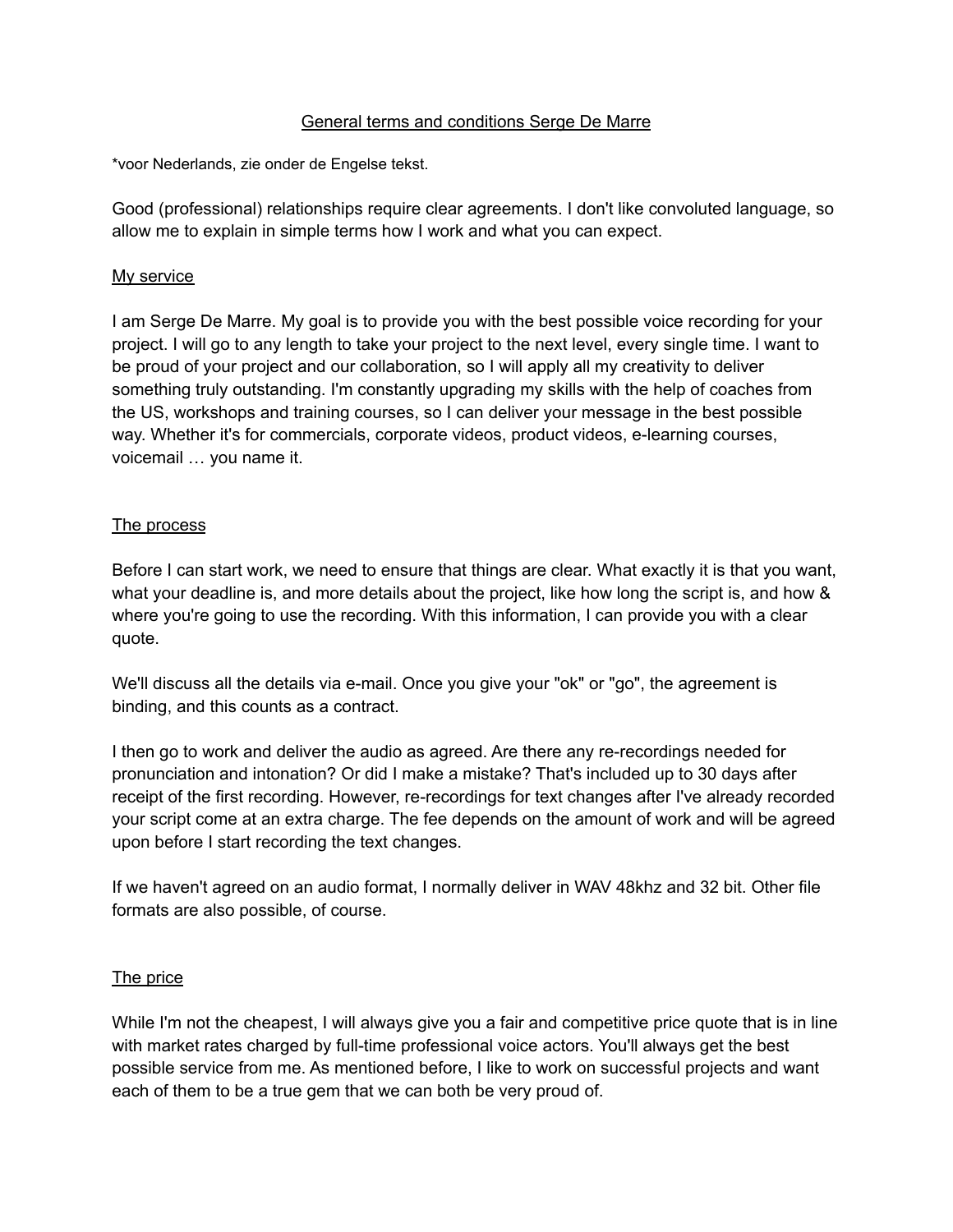# General terms and conditions Serge De Marre

*voor Nederlands, zie onder de Engelse tekst.

Good (professional) relationships require clear agreements. I don't like convoluted language, so allow me to explain in simple terms how I work and what you can expect.

## My service

I am Serge De Marre. My goal is to provide you with the best possible voice recording for your project. I will go to any length to take your project to the next level, every single time. I want to be proud of your project and our collaboration, so I will apply all my creativity to deliver something truly outstanding. I'm constantly upgrading my skills with the help of coaches from the US, workshops and training courses, so I can deliver your message in the best possible way. Whether it's for commercials, corporate videos, product videos, e-learning courses, voicemail … you name it.

## The process

Before I can start work, we need to ensure that things are clear. What exactly it is that you want, what your deadline is, and more details about the project, like how long the script is, and how & where you're going to use the recording. With this information, I can provide you with a clear quote.

We'll discuss all the details via e-mail. Once you give your "ok" or "go", the agreement is binding, and this counts as a contract.

I then go to work and deliver the audio as agreed. Are there any re-recordings needed for pronunciation and intonation? Or did I make a mistake? That's included up to 30 days after receipt of the first recording. However, re-recordings for text changes after I've already recorded your script come at an extra charge. The fee depends on the amount of work and will be agreed upon before I start recording the text changes.

If we haven't agreed on an audio format, I normally deliver in WAV 48khz and 32 bit. Other file formats are also possible, of course.

## The price

While I'm not the cheapest, I will always give you a fair and competitive price quote that is in line with market rates charged by full-time professional voice actors. You'll always get the best possible service from me. As mentioned before, I like to work on successful projects and want each of them to be a true gem that we can both be very proud of.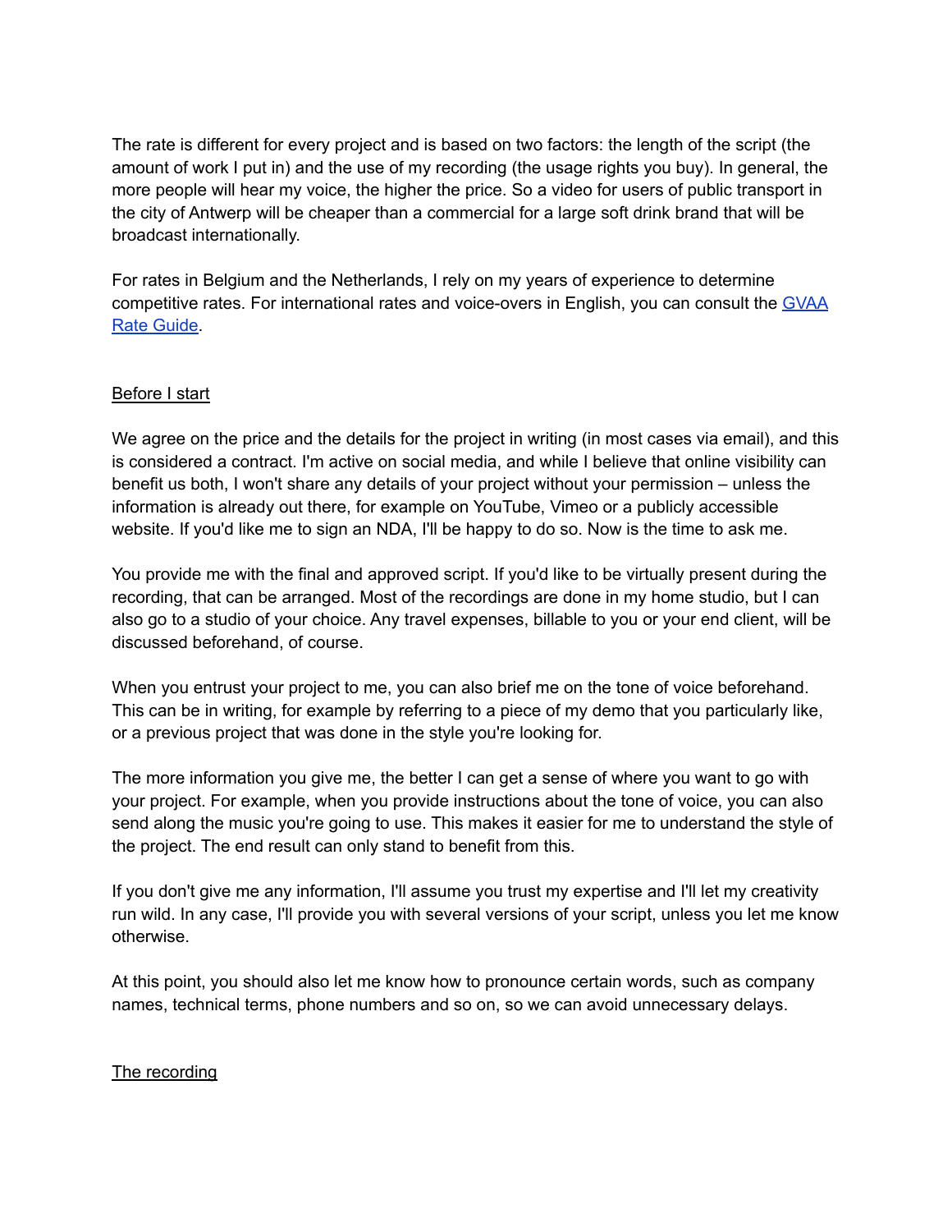The rate is different for every project and is based on two factors: the length of the script (the amount of work I put in) and the use of my recording (the usage rights you buy). In general, the more people will hear my voice, the higher the price. So a video for users of public transport in the city of Antwerp will be cheaper than a commercial for a large soft drink brand that will be broadcast internationally.

For rates in Belgium and the Netherlands, I rely on my years of experience to determine competitive rates. For international rates and voice-overs in English, you can consult the GVAA Rate Guide.

## Before I start

We agree on the price and the details for the project in writing (in most cases via email), and this is considered a contract. I'm active on social media, and while I believe that online visibility can benefit us both, I won't share any details of your project without your permission – unless the information is already out there, for example on YouTube, Vimeo or a publicly accessible website. If you'd like me to sign an NDA, I'll be happy to do so. Now is the time to ask me.

You provide me with the final and approved script. If you'd like to be virtually present during the recording, that can be arranged. Most of the recordings are done in my home studio, but I can also go to a studio of your choice. Any travel expenses, billable to you or your end client, will be discussed beforehand, of course.

When you entrust your project to me, you can also brief me on the tone of voice beforehand. This can be in writing, for example by referring to a piece of my demo that you particularly like, or a previous project that was done in the style you're looking for.

The more information you give me, the better I can get a sense of where you want to go with your project. For example, when you provide instructions about the tone of voice, you can also send along the music you're going to use. This makes it easier for me to understand the style of the project. The end result can only stand to benefit from this.

If you don't give me any information, I'll assume you trust my expertise and I'll let my creativity run wild. In any case, I'll provide you with several versions of your script, unless you let me know otherwise.

At this point, you should also let me know how to pronounce certain words, such as company names, technical terms, phone numbers and so on, so we can avoid unnecessary delays.

## The recording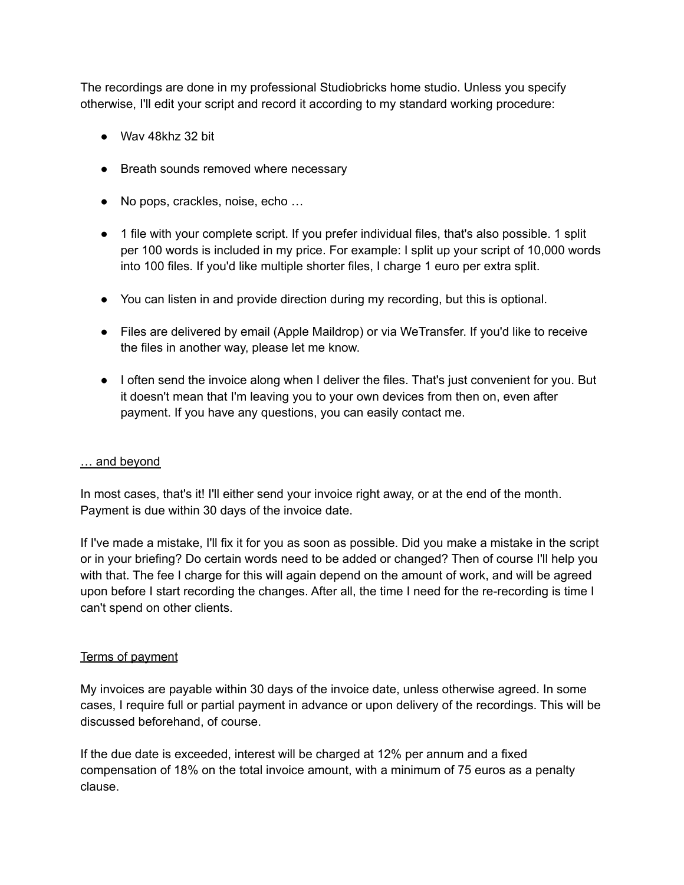The recordings are done in my professional Studiobricks home studio. Unless you specify otherwise, I'll edit your script and record it according to my standard working procedure:

- Wav 48khz 32 bit
- Breath sounds removed where necessary
- No pops, crackles, noise, echo …
- 1 file with your complete script. If you prefer individual files, that's also possible. 1 split per 100 words is included in my price. For example: I split up your script of 10,000 words into 100 files. If you'd like multiple shorter files, I charge 1 euro per extra split.
- You can listen in and provide direction during my recording, but this is optional.
- Files are delivered by email (Apple Maildrop) or via WeTransfer. If you'd like to receive the files in another way, please let me know.
- I often send the invoice along when I deliver the files. That's just convenient for you. But it doesn't mean that I'm leaving you to your own devices from then on, even after payment. If you have any questions, you can easily contact me.

## … and beyond

In most cases, that's it! I'll either send your invoice right away, or at the end of the month. Payment is due within 30 days of the invoice date.

If I've made a mistake, I'll fix it for you as soon as possible. Did you make a mistake in the script or in your briefing? Do certain words need to be added or changed? Then of course I'll help you with that. The fee I charge for this will again depend on the amount of work, and will be agreed upon before I start recording the changes. After all, the time I need for the re-recording is time I can't spend on other clients.

## Terms of payment

My invoices are payable within 30 days of the invoice date, unless otherwise agreed. In some cases, I require full or partial payment in advance or upon delivery of the recordings. This will be discussed beforehand, of course.

If the due date is exceeded, interest will be charged at 12% per annum and a fixed compensation of 18% on the total invoice amount, with a minimum of 75 euros as a penalty clause.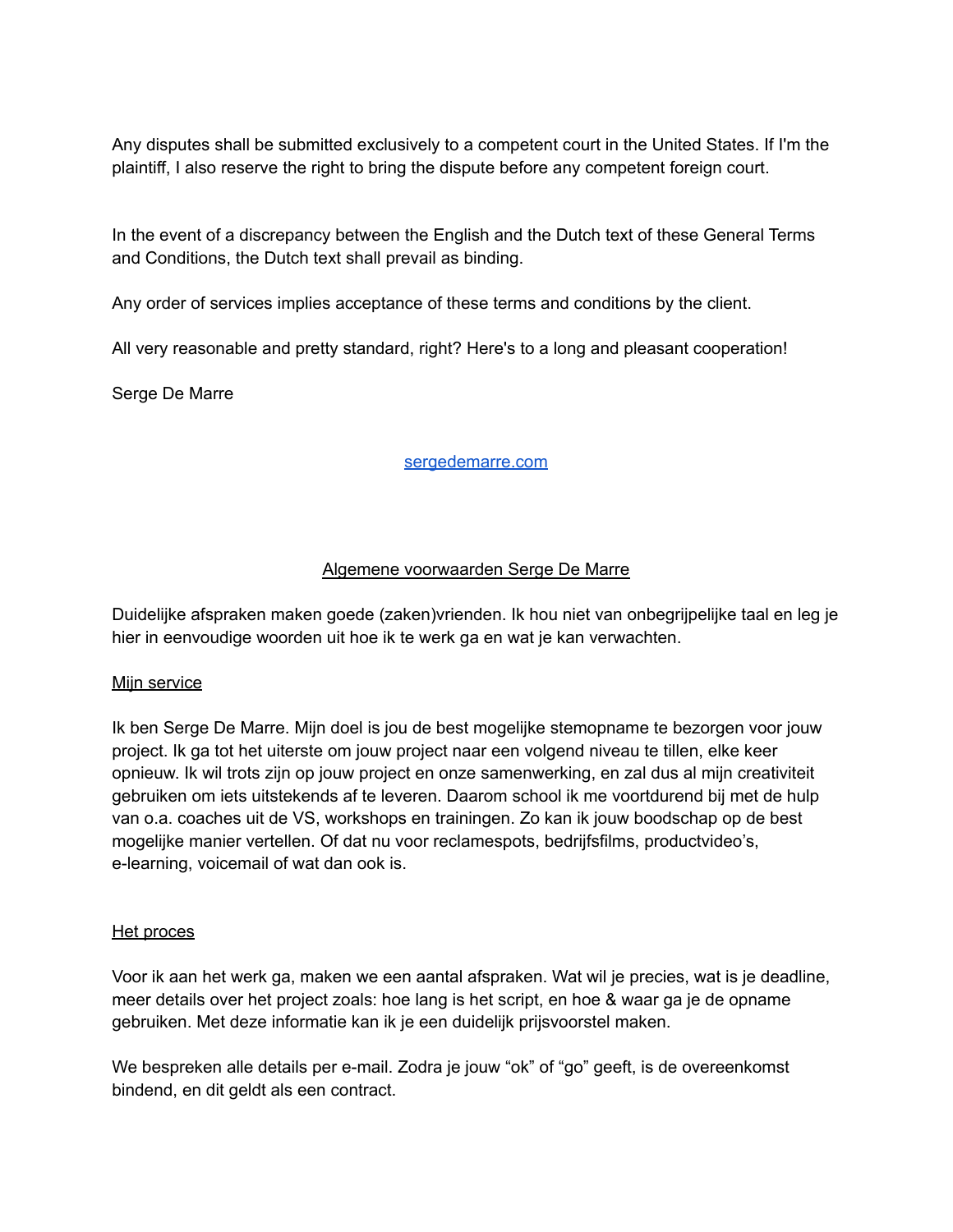Any disputes shall be submitted exclusively to a competent court in the United States. If I'm the plaintiff, I also reserve the right to bring the dispute before any competent foreign court.

In the event of a discrepancy between the English and the Dutch text of these General Terms and Conditions, the Dutch text shall prevail as binding.

Any order of services implies acceptance of these terms and conditions by the client.

All very reasonable and pretty standard, right? Here's to a long and pleasant cooperation!

Serge De Marre

[sergedemarre.com](sergedemarre.com)

## Algemene voorwaarden Serge De Marre

Duidelijke afspraken maken goede (zaken)vrienden. Ik hou niet van onbegrijpelijke taal en leg je hier in eenvoudige woorden uit hoe ik te werk ga en wat je kan verwachten.

### Mijn service

Ik ben Serge De Marre. Mijn doel is jou de best mogelijke stemopname te bezorgen voor jouw project. Ik ga tot het uiterste om jouw project naar een volgend niveau te tillen, elke keer opnieuw. Ik wil trots zijn op jouw project en onze samenwerking, en zal dus al mijn creativiteit gebruiken om iets uitstekends af te leveren. Daarom school ik me voortdurend bij met de hulp van o.a. coaches uit de VS, workshops en trainingen. Zo kan ik jouw boodschap op de best mogelijke manier vertellen. Of dat nu voor reclamespots, bedrijfsfilms, productvideo's, e-learning, voicemail of wat dan ook is.

### Het proces

Voor ik aan het werk ga, maken we een aantal afspraken. Wat wil je precies, wat is je deadline, meer details over het project zoals: hoe lang is het script, en hoe & waar ga je de opname gebruiken. Met deze informatie kan ik je een duidelijk prijsvoorstel maken.

We bespreken alle details per e-mail. Zodra je jouw "ok" of "go" geeft, is de overeenkomst bindend, en dit geldt als een contract.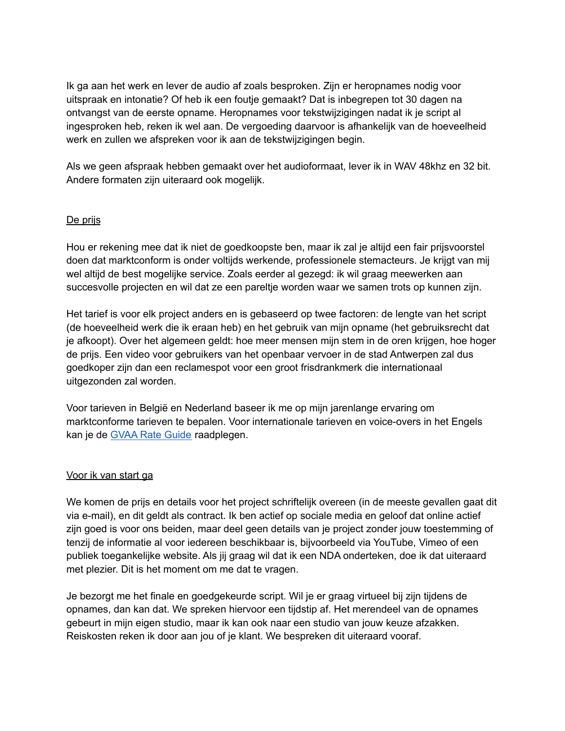Ik ga aan het werk en lever de audio af zoals besproken. Zijn er heropnames nodig voor uitspraak en intonatie? Of heb ik een foutje gemaakt? Dat is inbegrepen tot 30 dagen na ontvangst van de eerste opname. Heropnames voor tekstwijzigingen nadat ik je script al ingesproken heb, reken ik wel aan. De vergoeding daarvoor is afhankelijk van de hoeveelheid werk en zullen we afspreken voor ik aan de tekstwijzigingen begin.

Als we geen afspraak hebben gemaakt over het audioformaat, lever ik in WAV 48khz en 32 bit. Andere formaten zijn uiteraard ook mogelijk.

## De prijs

Hou er rekening mee dat ik niet de goedkoopste ben, maar ik zal je altijd een fair prijsvoorstel doen dat marktconform is onder voltijds werkende, professionele stemacteurs. Je krijgt van mij wel altijd de best mogelijke service. Zoals eerder al gezegd: ik wil graag meewerken aan succesvolle projecten en wil dat ze een pareltje worden waar we samen trots op kunnen zijn.

Het tarief is voor elk project anders en is gebaseerd op twee factoren: de lengte van het script (de hoeveelheid werk die ik eraan heb) en het gebruik van mijn opname (het gebruiksrecht dat je afkoopt). Over het algemeen geldt: hoe meer mensen mijn stem in de oren krijgen, hoe hoger de prijs. Een video voor gebruikers van het openbaar vervoer in de stad Antwerpen zal dus goedkoper zijn dan een reclamespot voor een groot frisdrankmerk die internationaal uitgezonden zal worden.

Voor tarieven in België en Nederland baseer ik me op mijn jarenlange ervaring om marktconforme tarieven te bepalen. Voor internationale tarieven en voice-overs in het Engels kan je de GVAA Rate Guide raadplegen.

## Voor ik van start ga

We komen de prijs en details voor het project schriftelijk overeen (in de meeste gevallen gaat dit via e-mail), en dit geldt als contract. Ik ben actief op sociale media en geloof dat online actief zijn goed is voor ons beiden, maar deel geen details van je project zonder jouw toestemming of tenzij de informatie al voor iedereen beschikbaar is, bijvoorbeeld via YouTube, Vimeo of een publiek toegankelijke website. Als jij graag wil dat ik een NDA onderteken, doe ik dat uiteraard met plezier. Dit is het moment om me dat te vragen.

Je bezorgt me het finale en goedgekeurde script. Wil je er graag virtueel bij zijn tijdens de opnames, dan kan dat. We spreken hiervoor een tijdstip af. Het merendeel van de opnames gebeurt in mijn eigen studio, maar ik kan ook naar een studio van jouw keuze afzakken. Reiskosten reken ik door aan jou of je klant. We bespreken dit uiteraard vooraf.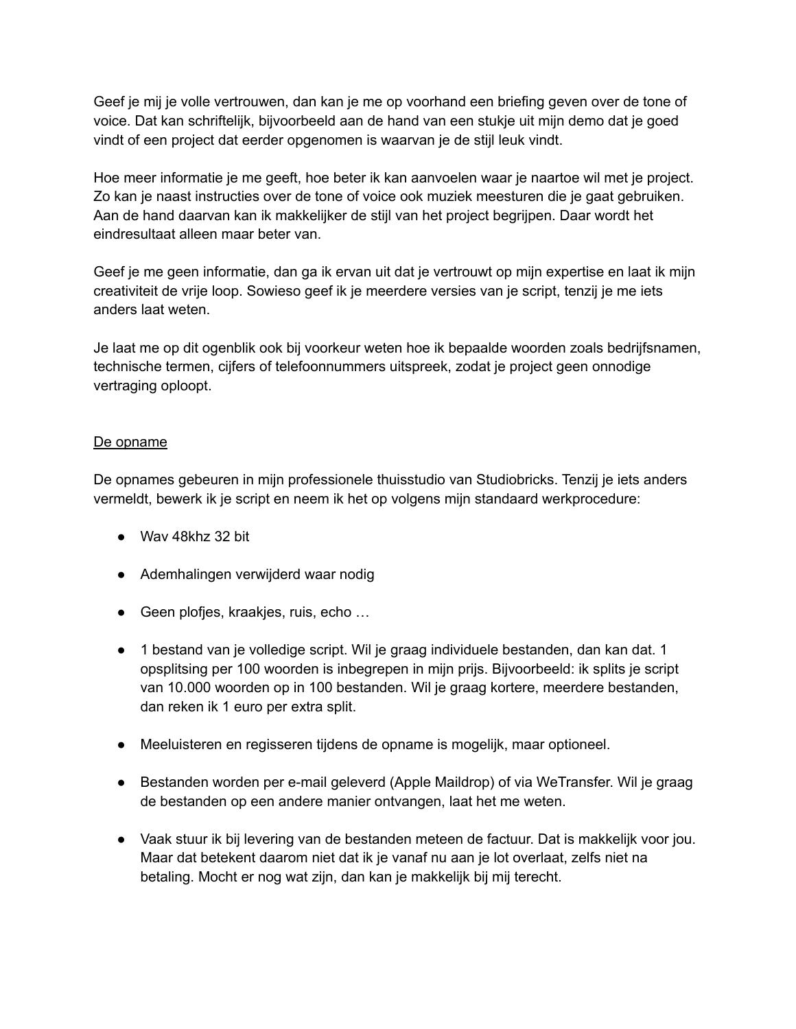Geef je mij je volle vertrouwen, dan kan je me op voorhand een briefing geven over de tone of voice. Dat kan schriftelijk, bijvoorbeeld aan de hand van een stukje uit mijn demo dat je goed vindt of een project dat eerder opgenomen is waarvan je de stijl leuk vindt.

Hoe meer informatie je me geeft, hoe beter ik kan aanvoelen waar je naartoe wil met je project. Zo kan je naast instructies over de tone of voice ook muziek meesturen die je gaat gebruiken. Aan de hand daarvan kan ik makkelijker de stijl van het project begrijpen. Daar wordt het eindresultaat alleen maar beter van.

Geef je me geen informatie, dan ga ik ervan uit dat je vertrouwt op mijn expertise en laat ik mijn creativiteit de vrije loop. Sowieso geef ik je meerdere versies van je script, tenzij je me iets anders laat weten.

Je laat me op dit ogenblik ook bij voorkeur weten hoe ik bepaalde woorden zoals bedrijfsnamen, technische termen, cijfers of telefoonnummers uitspreek, zodat je project geen onnodige vertraging oploopt.

<u>De opname</u>

De opnames gebeuren in mijn professionele thuisstudio van Studiobricks. Tenzij je iets anders vermeldt, bewerk ik je script en neem ik het op volgens mijn standaard werkprocedure:

- Wav 48khz 32 bit
- Ademhalingen verwijderd waar nodig
- Geen plofjes, kraakjes, ruis, echo …
- 1 bestand van je volledige script. Wil je graag individuele bestanden, dan kan dat. 1 opsplitsing per 100 woorden is inbegrepen in mijn prijs. Bijvoorbeeld: ik splits je script van 10.000 woorden op in 100 bestanden. Wil je graag kortere, meerdere bestanden, dan reken ik 1 euro per extra split.
- Meeluisteren en regisseren tijdens de opname is mogelijk, maar optioneel.
- Bestanden worden per e-mail geleverd (Apple Maildrop) of via WeTransfer. Wil je graag de bestanden op een andere manier ontvangen, laat het me weten.
- Vaak stuur ik bij levering van de bestanden meteen de factuur. Dat is makkelijk voor jou. Maar dat betekent daarom niet dat ik je vanaf nu aan je lot overlaat, zelfs niet na betaling. Mocht er nog wat zijn, dan kan je makkelijk bij mij terecht.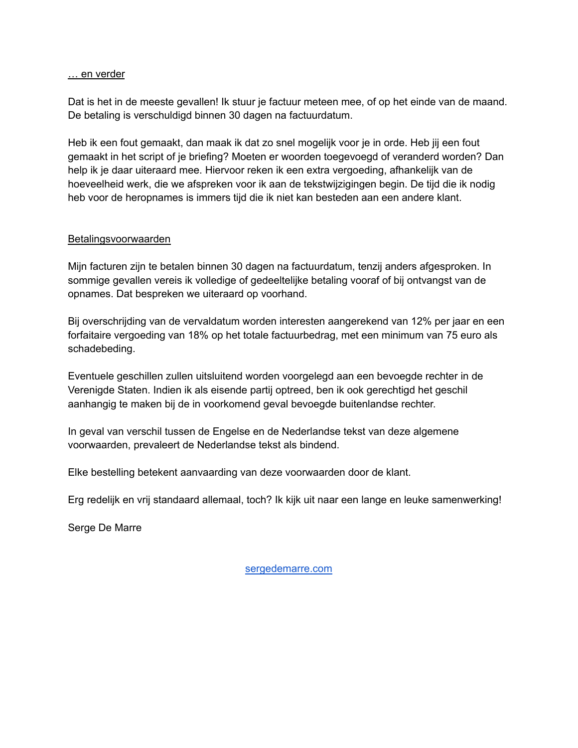<u>… en verder</u>

Dat is het in de meeste gevallen! Ik stuur je factuur meteen mee, of op het einde van de maand. De betaling is verschuldigd binnen 30 dagen na factuurdatum.

Heb ik een fout gemaakt, dan maak ik dat zo snel mogelijk voor je in orde. Heb jij een fout gemaakt in het script of je briefing? Moeten er woorden toegevoegd of veranderd worden? Dan help ik je daar uiteraard mee. Hiervoor reken ik een extra vergoeding, afhankelijk van de hoeveelheid werk, die we afspreken voor ik aan de tekstwijzigingen begin. De tijd die ik nodig heb voor de heropnames is immers tijd die ik niet kan besteden aan een andere klant.

<u>Betalingsvoorwaarden</u>

Mijn facturen zijn te betalen binnen 30 dagen na factuurdatum, tenzij anders afgesproken. In sommige gevallen vereis ik volledige of gedeeltelijke betaling vooraf of bij ontvangst van de opnames. Dat bespreken we uiteraard op voorhand.

Bij overschrijding van de vervaldatum worden interesten aangerekend van 12% per jaar en een forfaitaire vergoeding van 18% op het totale factuurbedrag, met een minimum van 75 euro als schadebeding.

Eventuele geschillen zullen uitsluitend worden voorgelegd aan een bevoegde rechter in de Verenigde Staten. Indien ik als eisende partij optreed, ben ik ook gerechtigd het geschil aanhangig te maken bij de in voorkomend geval bevoegde buitenlandse rechter.

In geval van verschil tussen de Engelse en de Nederlandse tekst van deze algemene voorwaarden, prevaleert de Nederlandse tekst als bindend.

Elke bestelling betekent aanvaarding van deze voorwaarden door de klant.

Erg redelijk en vrij standaard allemaal, toch? Ik kijk uit naar een lange en leuke samenwerking!

Serge De Marre

[sergedemarre.com](https://sergedemarre.com)